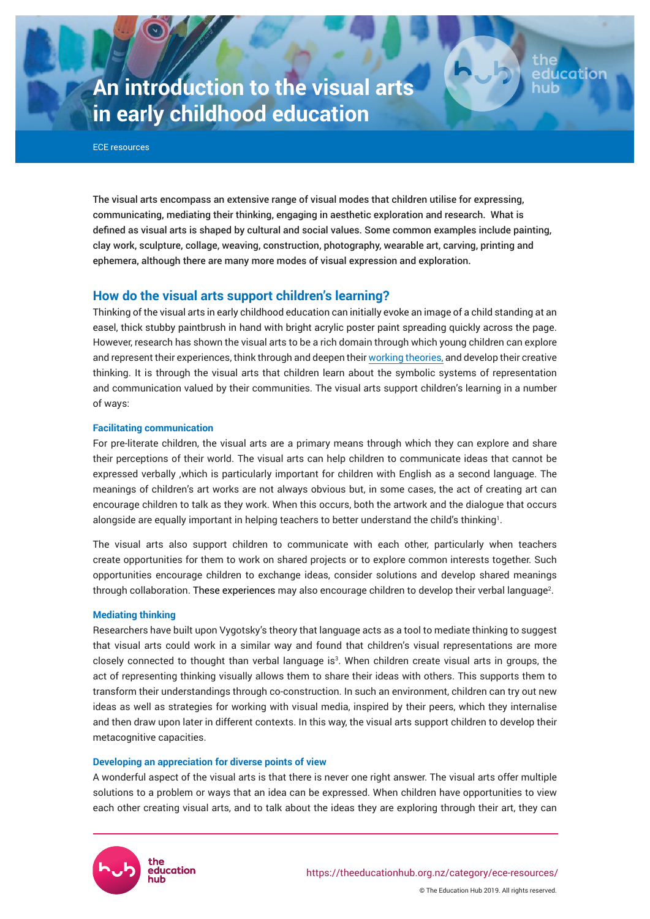# An introduction to the visual arts in early childhood education

ECE resources

**The visual arts encompass an extensive range of visual modes that children utilise for expressing, communicating, mediating their thinking, engaging in aesthetic exploration and research. What is defined as visual arts is shaped by cultural and social values. Some common examples include painting, clay work, sculpture, collage, weaving, construction, photography, wearable art, carving, printing and ephemera, although there are many more modes of visual expression and exploration.**

## How do the visual arts support children's learning?

Thinking of the visual arts in early childhood education can initially evoke an image of a child standing at an easel, thick stubby paintbrush in hand with bright acrylic poster paint spreading quickly across the page. However, research has shown the visual arts to be a rich domain through which young children can explore and represent their experiences, think through and deepen their working theories, and develop their creative thinking. It is through the visual arts that children learn about the symbolic systems of representation and communication valued by their communities. The visual arts support children's learning in a number of ways:

### Facilitating communication

For pre-literate children, the visual arts are a primary means through which they can explore and share their perceptions of their world. The visual arts can help children to communicate ideas that cannot be expressed verbally ,which is particularly important for children with English as a second language. The meanings of children's art works are not always obvious but, in some cases, the act of creating art can encourage children to talk as they work. When this occurs, both the artwork and the dialogue that occurs alongside are equally important in helping teachers to better understand the child's thinking[1].

The visual arts also support children to communicate with each other, particularly when teachers create opportunities for them to work on shared projects or to explore common interests together. Such opportunities encourage children to exchange ideas, consider solutions and develop shared meanings through collaboration. These experiences may also encourage children to develop their verbal language[2].

### Mediating thinking

Researchers have built upon Vygotsky's theory that language acts as a tool to mediate thinking to suggest that visual arts could work in a similar way and found that children's visual representations are more closely connected to thought than verbal language is[3]. When children create visual arts in groups, the act of representing thinking visually allows them to share their ideas with others. This supports them to transform their understandings through co-construction. In such an environment, children can try out new ideas as well as strategies for working with visual media, inspired by their peers, which they internalise and then draw upon later in different contexts. In this way, the visual arts support children to develop their metacognitive capacities.

### Developing an appreciation for diverse points of view

A wonderful aspect of the visual arts is that there is never one right answer. The visual arts offer multiple solutions to a problem or ways that an idea can be expressed. When children have opportunities to view each other creating visual arts, and to talk about the ideas they are exploring through their art, they can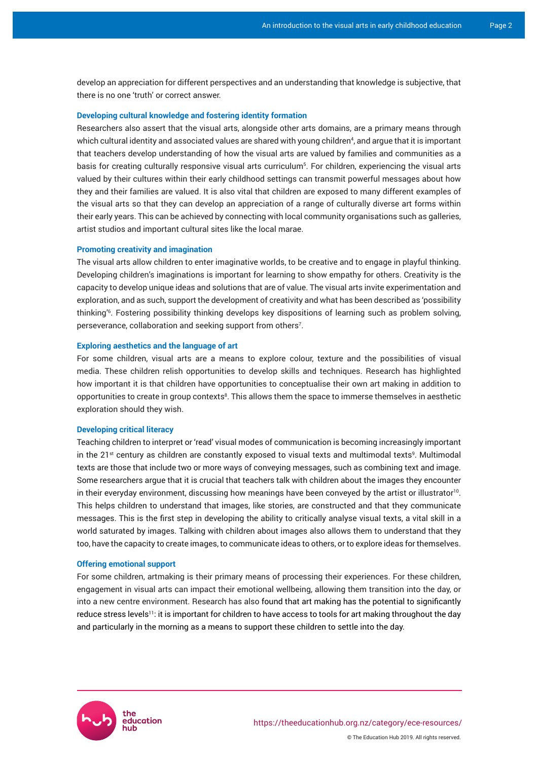develop an appreciation for different perspectives and an understanding that knowledge is subjective, that there is no one 'truth' or correct answer.

### Developing cultural knowledge and fostering identity formation

Researchers also assert that the visual arts, alongside other arts domains, are a primary means through which cultural identity and associated values are shared with young children[4], and argue that it is important that teachers develop understanding of how the visual arts are valued by families and communities as a basis for creating culturally responsive visual arts curriculum[5]. For children, experiencing the visual arts valued by their cultures within their early childhood settings can transmit powerful messages about how they and their families are valued. It is also vital that children are exposed to many different examples of the visual arts so that they can develop an appreciation of a range of culturally diverse art forms within their early years. This can be achieved by connecting with local community organisations such as galleries, artist studios and important cultural sites like the local marae.

### Promoting creativity and imagination

The visual arts allow children to enter imaginative worlds, to be creative and to engage in playful thinking. Developing children's imaginations is important for learning to show empathy for others. Creativity is the capacity to develop unique ideas and solutions that are of value. The visual arts invite experimentation and exploration, and as such, support the development of creativity and what has been described as 'possibility thinking'[6]. Fostering possibility thinking develops key dispositions of learning such as problem solving, perseverance, collaboration and seeking support from others[7].

### Exploring aesthetics and the language of art

For some children, visual arts are a means to explore colour, texture and the possibilities of visual media. These children relish opportunities to develop skills and techniques. Research has highlighted how important it is that children have opportunities to conceptualise their own art making in addition to opportunities to create in group contexts[8]. This allows them the space to immerse themselves in aesthetic exploration should they wish.

### Developing critical literacy

Teaching children to interpret or 'read' visual modes of communication is becoming increasingly important in the 21st century as children are constantly exposed to visual texts and multimodal texts[9]. Multimodal texts are those that include two or more ways of conveying messages, such as combining text and image. Some researchers argue that it is crucial that teachers talk with children about the images they encounter in their everyday environment, discussing how meanings have been conveyed by the artist or illustrator[10]. This helps children to understand that images, like stories, are constructed and that they communicate messages. This is the first step in developing the ability to critically analyse visual texts, a vital skill in a world saturated by images. Talking with children about images also allows them to understand that they too, have the capacity to create images, to communicate ideas to others, or to explore ideas for themselves.

### Offering emotional support

For some children, artmaking is their primary means of processing their experiences. For these children, engagement in visual arts can impact their emotional wellbeing, allowing them transition into the day, or into a new centre environment. Research has also found that art making has the potential to significantly reduce stress levels[11]: it is important for children to have access to tools for art making throughout the day and particularly in the morning as a means to support these children to settle into the day.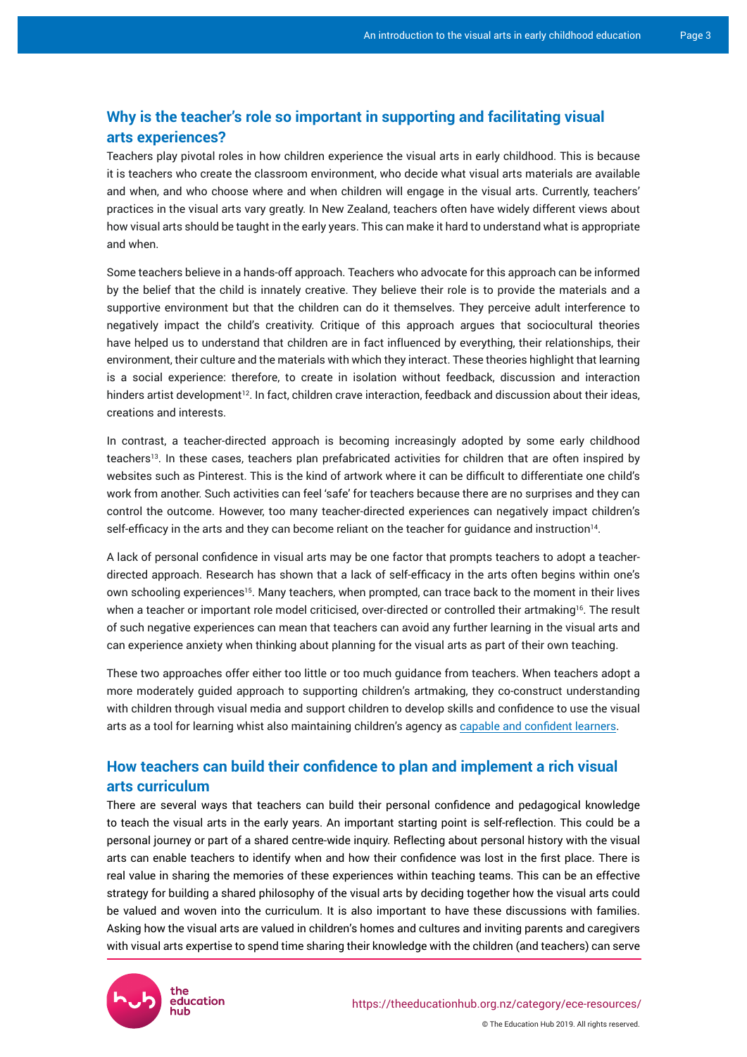## Why is the teacher's role so important in supporting and facilitating visual arts experiences?

Teachers play pivotal roles in how children experience the visual arts in early childhood. This is because it is teachers who create the classroom environment, who decide what visual arts materials are available and when, and who choose where and when children will engage in the visual arts. Currently, teachers' practices in the visual arts vary greatly. In New Zealand, teachers often have widely different views about how visual arts should be taught in the early years. This can make it hard to understand what is appropriate and when.

Some teachers believe in a hands-off approach. Teachers who advocate for this approach can be informed by the belief that the child is innately creative. They believe their role is to provide the materials and a supportive environment but that the children can do it themselves. They perceive adult interference to negatively impact the child's creativity. Critique of this approach argues that sociocultural theories have helped us to understand that children are in fact influenced by everything, their relationships, their environment, their culture and the materials with which they interact. These theories highlight that learning is a social experience: therefore, to create in isolation without feedback, discussion and interaction hinders artist development[12]. In fact, children crave interaction, feedback and discussion about their ideas, creations and interests.

In contrast, a teacher-directed approach is becoming increasingly adopted by some early childhood teachers[13]. In these cases, teachers plan prefabricated activities for children that are often inspired by websites such as Pinterest. This is the kind of artwork where it can be difficult to differentiate one child's work from another. Such activities can feel 'safe' for teachers because there are no surprises and they can control the outcome. However, too many teacher-directed experiences can negatively impact children's self-efficacy in the arts and they can become reliant on the teacher for guidance and instruction[14].

A lack of personal confidence in visual arts may be one factor that prompts teachers to adopt a teacher-directed approach. Research has shown that a lack of self-efficacy in the arts often begins within one's own schooling experiences[15]. Many teachers, when prompted, can trace back to the moment in their lives when a teacher or important role model criticised, over-directed or controlled their artmaking[16]. The result of such negative experiences can mean that teachers can avoid any further learning in the visual arts and can experience anxiety when thinking about planning for the visual arts as part of their own teaching.

These two approaches offer either too little or too much guidance from teachers. When teachers adopt a more moderately guided approach to supporting children's artmaking, they co-construct understanding with children through visual media and support children to develop skills and confidence to use the visual arts as a tool for learning whilst also maintaining children's agency as capable and confident learners.

## How teachers can build their confidence to plan and implement a rich visual arts curriculum

There are several ways that teachers can build their personal confidence and pedagogical knowledge to teach the visual arts in the early years. An important starting point is self-reflection. This could be a personal journey or part of a shared centre-wide inquiry. Reflecting about personal history with the visual arts can enable teachers to identify when and how their confidence was lost in the first place. There is real value in sharing the memories of these experiences within teaching teams. This can be an effective strategy for building a shared philosophy of the visual arts by deciding together how the visual arts could be valued and woven into the curriculum. It is also important to have these discussions with families. Asking how the visual arts are valued in children's homes and cultures and inviting parents and caregivers with visual arts expertise to spend time sharing their knowledge with the children (and teachers) can serve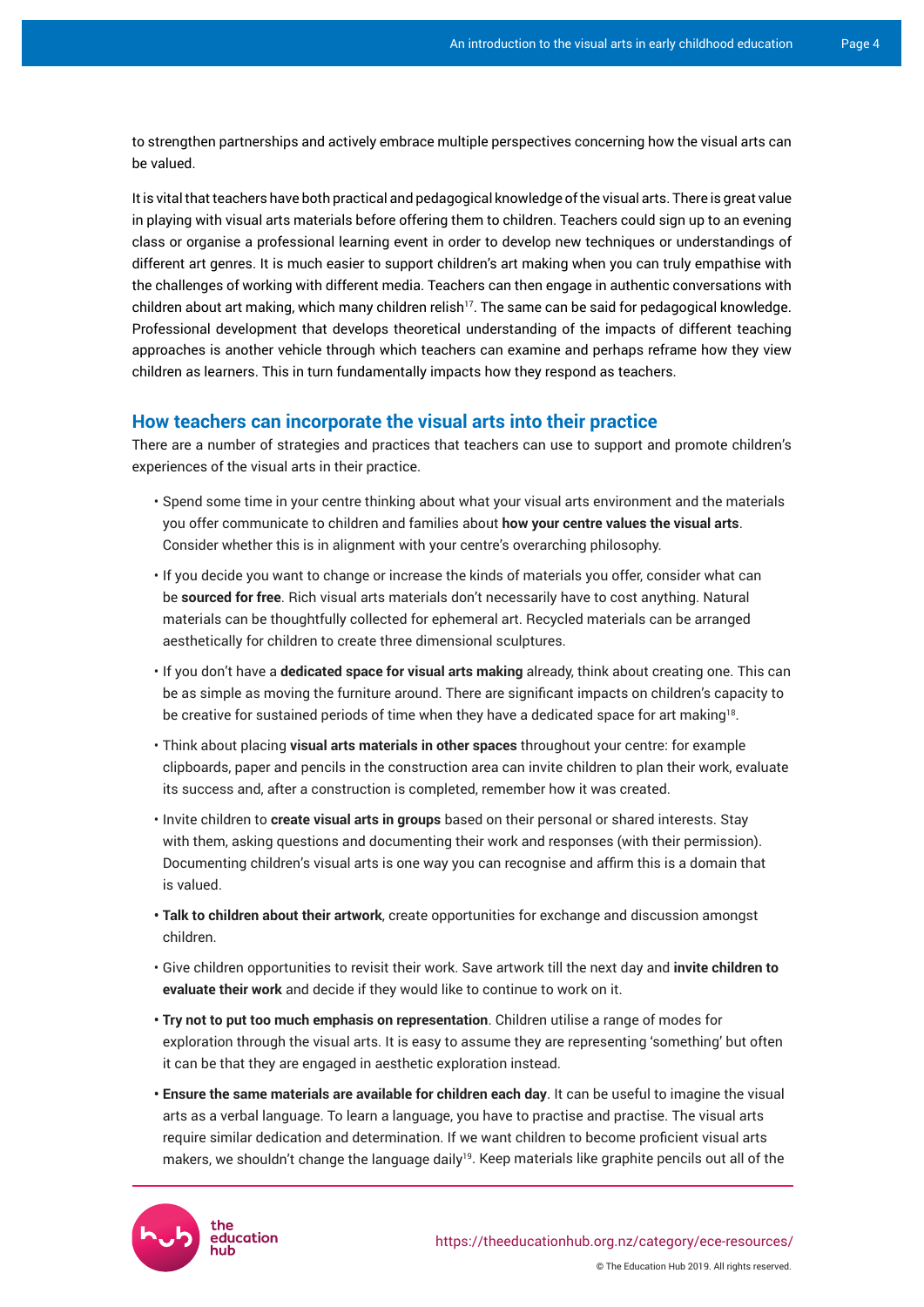to strengthen partnerships and actively embrace multiple perspectives concerning how the visual arts can be valued.

It is vital that teachers have both practical and pedagogical knowledge of the visual arts. There is great value in playing with visual arts materials before offering them to children. Teachers could sign up to an evening class or organise a professional learning event in order to develop new techniques or understandings of different art genres. It is much easier to support children's art making when you can truly empathise with the challenges of working with different media. Teachers can then engage in authentic conversations with children about art making, which many children relish[17]. The same can be said for pedagogical knowledge. Professional development that develops theoretical understanding of the impacts of different teaching approaches is another vehicle through which teachers can examine and perhaps reframe how they view children as learners. This in turn fundamentally impacts how they respond as teachers.

## How teachers can incorporate the visual arts into their practice

There are a number of strategies and practices that teachers can use to support and promote children's experiences of the visual arts in their practice.

- Spend some time in your centre thinking about what your visual arts environment and the materials you offer communicate to children and families about **how your centre values the visual arts**. Consider whether this is in alignment with your centre's overarching philosophy.
- If you decide you want to change or increase the kinds of materials you offer, consider what can be **sourced for free**. Rich visual arts materials don't necessarily have to cost anything. Natural materials can be thoughtfully collected for ephemeral art. Recycled materials can be arranged aesthetically for children to create three dimensional sculptures.
- If you don't have a **dedicated space for visual arts making** already, think about creating one. This can be as simple as moving the furniture around. There are significant impacts on children's capacity to be creative for sustained periods of time when they have a dedicated space for art making[18].
- Think about placing **visual arts materials in other spaces** throughout your centre: for example clipboards, paper and pencils in the construction area can invite children to plan their work, evaluate its success and, after a construction is completed, remember how it was created.
- Invite children to **create visual arts in groups** based on their personal or shared interests. Stay with them, asking questions and documenting their work and responses (with their permission). Documenting children's visual arts is one way you can recognise and affirm this is a domain that is valued.
- **Talk to children about their artwork**, create opportunities for exchange and discussion amongst children.
- Give children opportunities to revisit their work. Save artwork till the next day and **invite children to evaluate their work** and decide if they would like to continue to work on it.
- **Try not to put too much emphasis on representation**. Children utilise a range of modes for exploration through the visual arts. It is easy to assume they are representing 'something' but often it can be that they are engaged in aesthetic exploration instead.
- **Ensure the same materials are available for children each day**. It can be useful to imagine the visual arts as a verbal language. To learn a language, you have to practise and practise. The visual arts require similar dedication and determination. If we want children to become proficient visual arts makers, we shouldn't change the language daily[19]. Keep materials like graphite pencils out all of the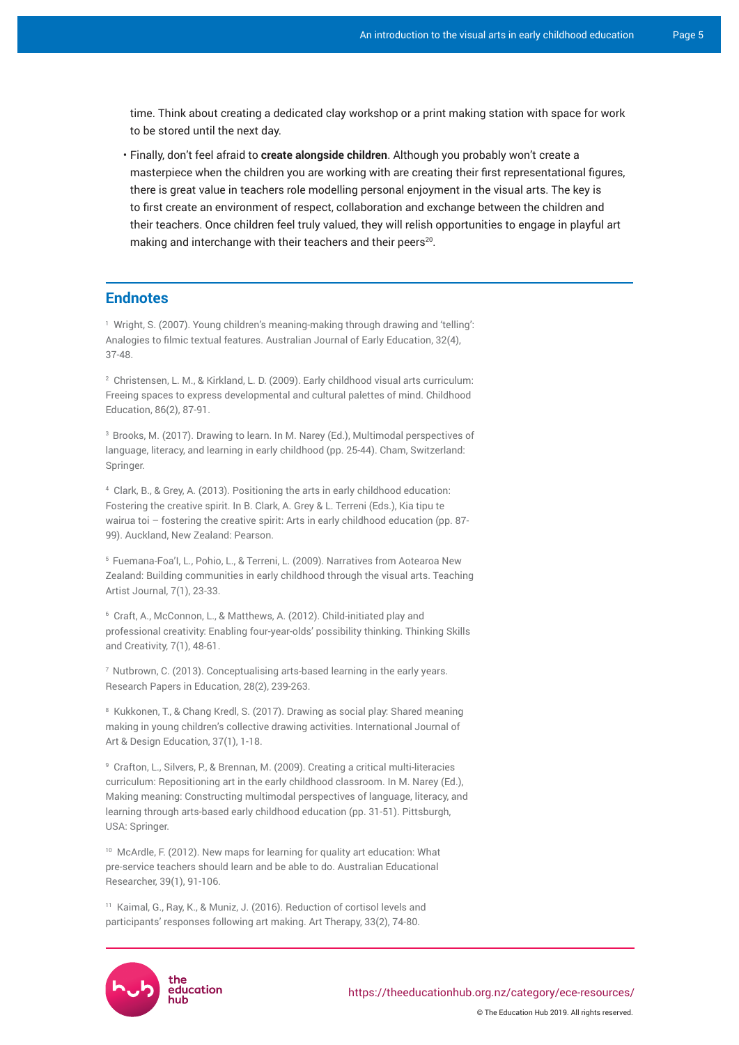time. Think about creating a dedicated clay workshop or a print making station with space for work to be stored until the next day.

- Finally, don't feel afraid to **create alongside children**. Although you probably won't create a masterpiece when the children you are working with are creating their first representational figures, there is great value in teachers role modelling personal enjoyment in the visual arts. The key is to first create an environment of respect, collaboration and exchange between the children and their teachers. Once children feel truly valued, they will relish opportunities to engage in playful art making and interchange with their teachers and their peers[20].

## Endnotes

[1] Wright, S. (2007). Young children's meaning-making through drawing and 'telling': Analogies to filmic textual features. Australian Journal of Early Education, 32(4), 37-48.

[2] Christensen, L. M., & Kirkland, L. D. (2009). Early childhood visual arts curriculum: Freeing spaces to express developmental and cultural palettes of mind. Childhood Education, 86(2), 87-91.

[3] Brooks, M. (2017). Drawing to learn. In M. Narey (Ed.), Multimodal perspectives of language, literacy, and learning in early childhood (pp. 25-44). Cham, Switzerland: Springer.

[4] Clark, B., & Grey, A. (2013). Positioning the arts in early childhood education: Fostering the creative spirit. In B. Clark, A. Grey & L. Terreni (Eds.), Kia tipu te wairua toi – fostering the creative spirit: Arts in early childhood education (pp. 87-99). Auckland, New Zealand: Pearson.

[5] Fuemana-Foa'I, L., Pohio, L., & Terreni, L. (2009). Narratives from Aotearoa New Zealand: Building communities in early childhood through the visual arts. Teaching Artist Journal, 7(1), 23-33.

[6] Craft, A., McConnon, L., & Matthews, A. (2012). Child-initiated play and professional creativity: Enabling four-year-olds' possibility thinking. Thinking Skills and Creativity, 7(1), 48-61.

[7] Nutbrown, C. (2013). Conceptualising arts-based learning in the early years. Research Papers in Education, 28(2), 239-263.

[8] Kukkonen, T., & Chang Kredl, S. (2017). Drawing as social play: Shared meaning making in young children's collective drawing activities. International Journal of Art & Design Education, 37(1), 1-18.

[9] Crafton, L., Silvers, P., & Brennan, M. (2009). Creating a critical multi-literacies curriculum: Repositioning art in the early childhood classroom. In M. Narey (Ed.), Making meaning: Constructing multimodal perspectives of language, literacy, and learning through arts-based early childhood education (pp. 31-51). Pittsburgh, USA: Springer.

[10] McArdle, F. (2012). New maps for learning for quality art education: What pre-service teachers should learn and be able to do. Australian Educational Researcher, 39(1), 91-106.

[11] Kaimal, G., Ray, K., & Muniz, J. (2016). Reduction of cortisol levels and participants' responses following art making. Art Therapy, 33(2), 74-80.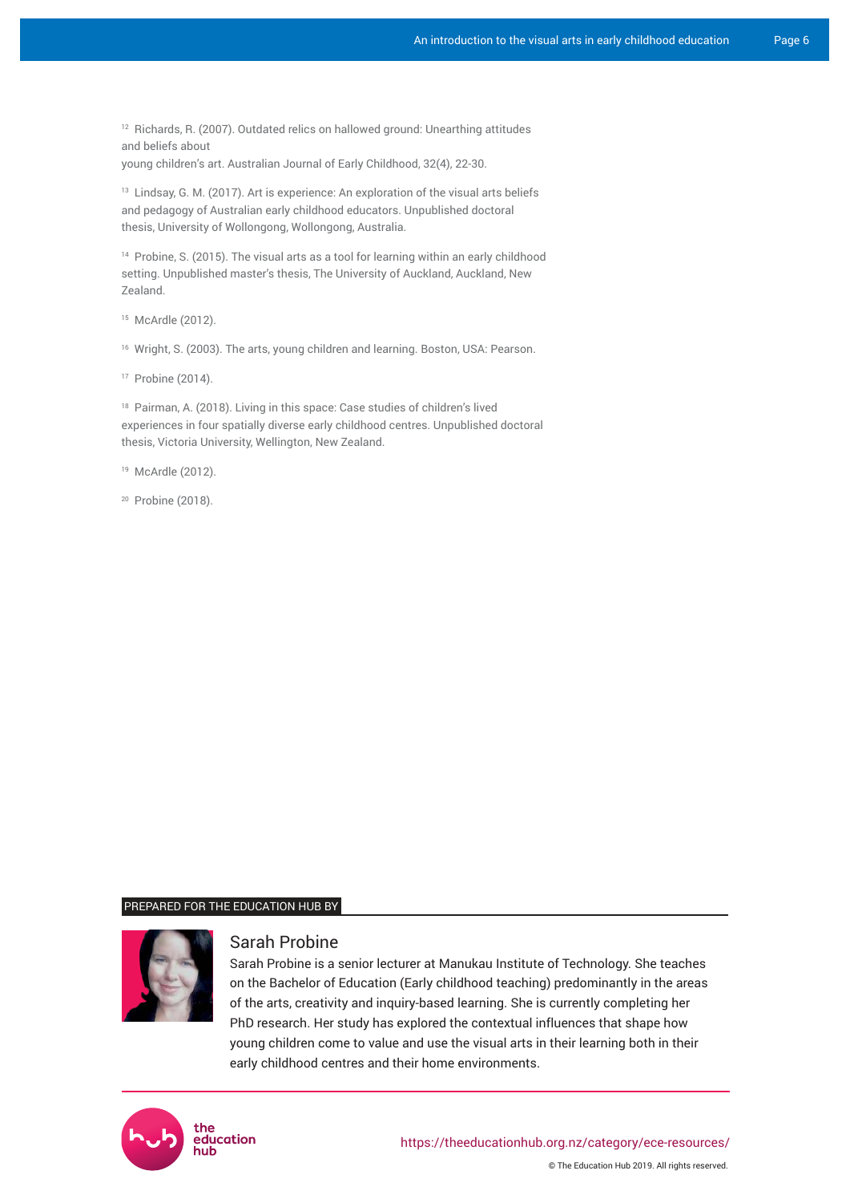[12] Richards, R. (2007). Outdated relics on hallowed ground: Unearthing attitudes and beliefs about young children's art. Australian Journal of Early Childhood, 32(4), 22-30.

[13] Lindsay, G. M. (2017). Art is experience: An exploration of the visual arts beliefs and pedagogy of Australian early childhood educators. Unpublished doctoral thesis, University of Wollongong, Wollongong, Australia.

[14] Probine, S. (2015). The visual arts as a tool for learning within an early childhood setting. Unpublished master's thesis, The University of Auckland, Auckland, New Zealand.

[15] McArdle (2012).

[16] Wright, S. (2003). The arts, young children and learning. Boston, USA: Pearson.

[17] Probine (2014).

[18] Pairman, A. (2018). Living in this space: Case studies of children's lived experiences in four spatially diverse early childhood centres. Unpublished doctoral thesis, Victoria University, Wellington, New Zealand.

[19] McArdle (2012).

[20] Probine (2018).

PREPARED FOR THE EDUCATION HUB BY

## Sarah Probine

Sarah Probine is a senior lecturer at Manukau Institute of Technology. She teaches on the Bachelor of Education (Early childhood teaching) predominantly in the areas of the arts, creativity and inquiry-based learning. She is currently completing her PhD research. Her study has explored the contextual influences that shape how young children come to value and use the visual arts in their learning both in their early childhood centres and their home environments.

the education hub

https://theeducationhub.org.nz/category/ece-resources/

© The Education Hub 2019. All rights reserved.